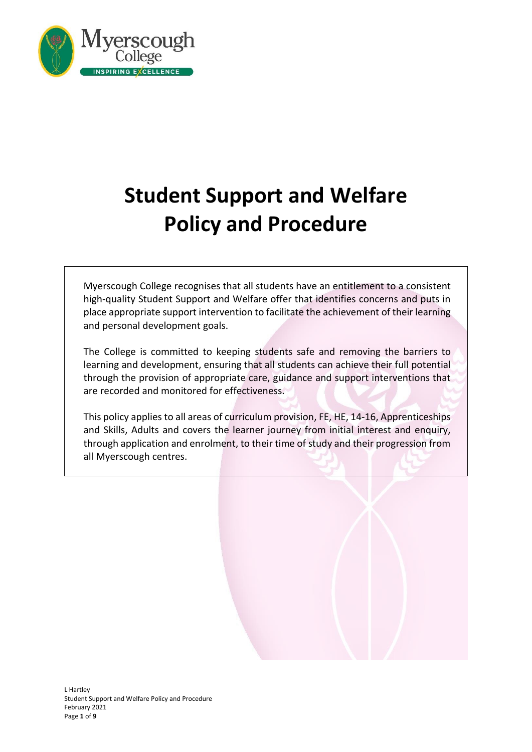# Student Support and Welfare Policy and Procedure

Myerscough College recognises that all students have an entitlement to a consistent high-quality Student Support and Welfare offer that identifies concerns and puts in place appropriate support intervention to facilitate the achievement of their learning and personal development goals.

The College is committed to keeping students safe and removing the barriers to learning and development, ensuring that all students can achieve their full potential through the provision of appropriate care, guidance and support interventions that are recorded and monitored for effectiveness.

This policy applies to all areas of curriculum provision, FE, HE, 14-16, Apprenticeships and Skills, Adults and covers the learner journey from initial interest and enquiry, through application and enrolment, to their time of study and their progression from all Myerscough centres.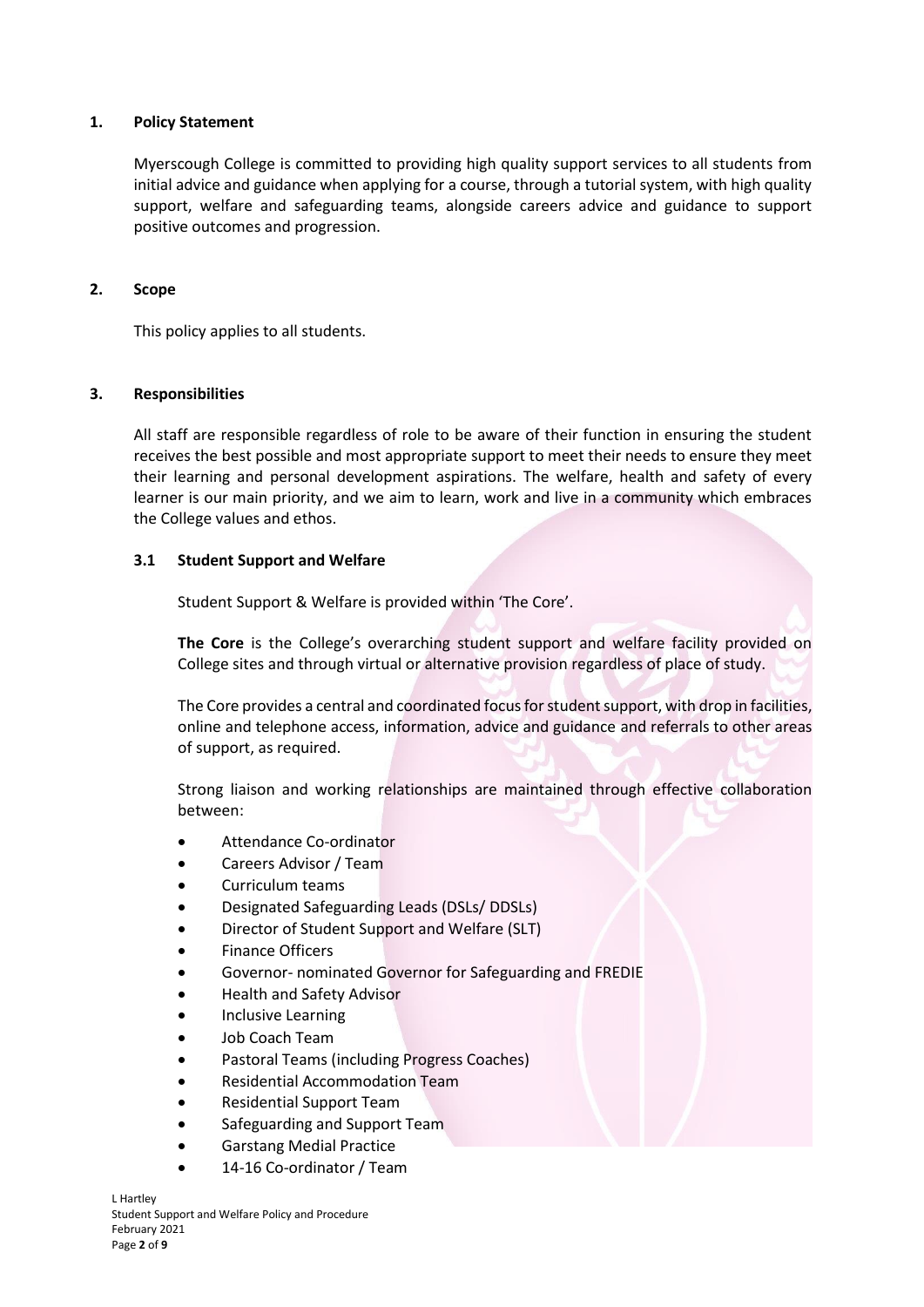## 1. Policy Statement

Myerscough College is committed to providing high quality support services to all students from initial advice and guidance when applying for a course, through a tutorial system, with high quality support, welfare and safeguarding teams, alongside careers advice and guidance to support positive outcomes and progression.

## 2. Scope

This policy applies to all students.

## 3. Responsibilities

All staff are responsible regardless of role to be aware of their function in ensuring the student receives the best possible and most appropriate support to meet their needs to ensure they meet their learning and personal development aspirations. The welfare, health and safety of every learner is our main priority, and we aim to learn, work and live in a community which embraces the College values and ethos.

### 3.1 Student Support and Welfare

Student Support & Welfare is provided within 'The Core'.

**The Core** is the College's overarching student support and welfare facility provided on College sites and through virtual or alternative provision regardless of place of study.

The Core provides a central and coordinated focus for student support, with drop in facilities, online and telephone access, information, advice and guidance and referrals to other areas of support, as required.

Strong liaison and working relationships are maintained through effective collaboration between:

- Attendance Co-ordinator
- Careers Advisor / Team
- Curriculum teams
- Designated Safeguarding Leads (DSLs/ DDSLs)
- Director of Student Support and Welfare (SLT)
- Finance Officers
- Governor- nominated Governor for Safeguarding and FREDIE
- Health and Safety Advisor
- Inclusive Learning
- Job Coach Team
- Pastoral Teams (including Progress Coaches)
- Residential Accommodation Team
- Residential Support Team
- Safeguarding and Support Team
- Garstang Medial Practice
- 14-16 Co-ordinator / Team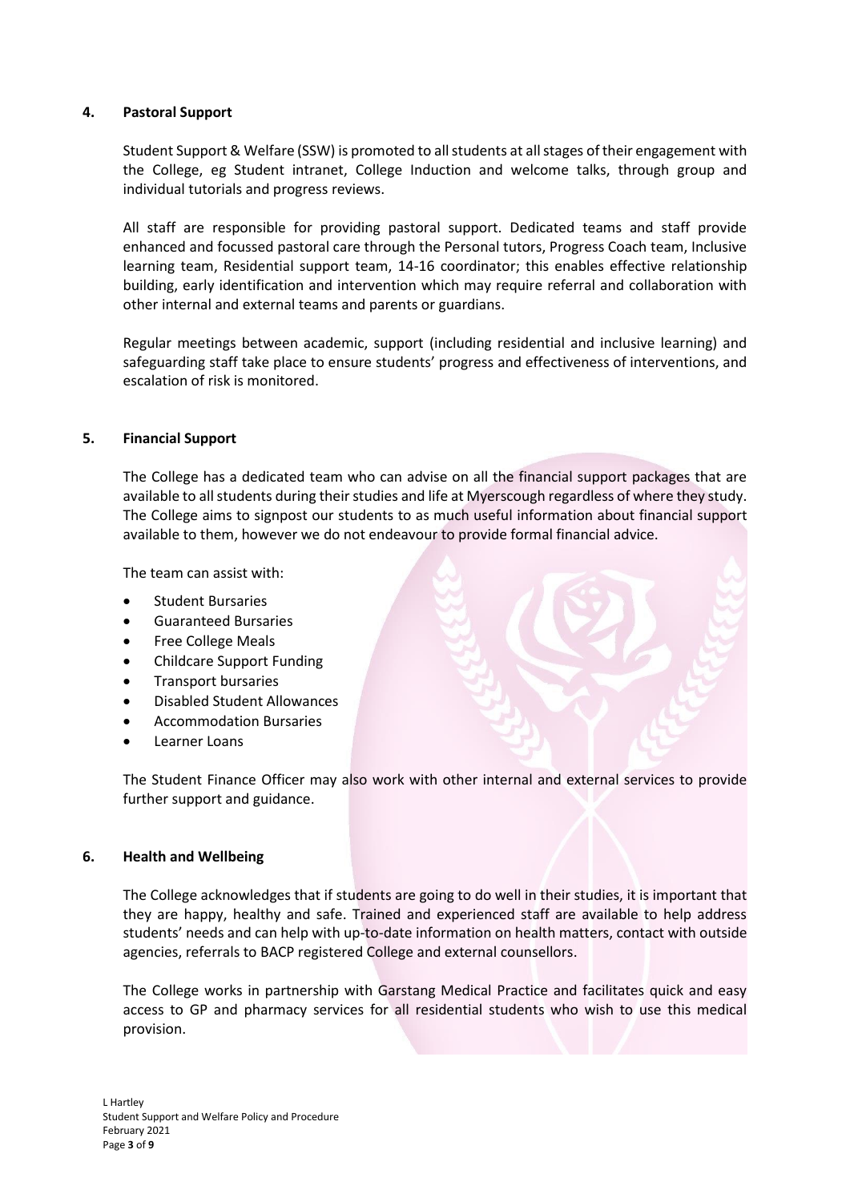## 4. Pastoral Support

Student Support & Welfare (SSW) is promoted to all students at all stages of their engagement with the College, eg Student intranet, College Induction and welcome talks, through group and individual tutorials and progress reviews.

All staff are responsible for providing pastoral support. Dedicated teams and staff provide enhanced and focussed pastoral care through the Personal tutors, Progress Coach team, Inclusive learning team, Residential support team, 14-16 coordinator; this enables effective relationship building, early identification and intervention which may require referral and collaboration with other internal and external teams and parents or guardians.

Regular meetings between academic, support (including residential and inclusive learning) and safeguarding staff take place to ensure students' progress and effectiveness of interventions, and escalation of risk is monitored.

## 5. Financial Support

The College has a dedicated team who can advise on all the financial support packages that are available to all students during their studies and life at Myerscough regardless of where they study. The College aims to signpost our students to as much useful information about financial support available to them, however we do not endeavour to provide formal financial advice.

The team can assist with:

- Student Bursaries
- Guaranteed Bursaries
- Free College Meals
- Childcare Support Funding
- Transport bursaries
- Disabled Student Allowances
- Accommodation Bursaries
- Learner Loans

The Student Finance Officer may also work with other internal and external services to provide further support and guidance.

## 6. Health and Wellbeing

The College acknowledges that if students are going to do well in their studies, it is important that they are happy, healthy and safe. Trained and experienced staff are available to help address students' needs and can help with up-to-date information on health matters, contact with outside agencies, referrals to BACP registered College and external counsellors.

The College works in partnership with Garstang Medical Practice and facilitates quick and easy access to GP and pharmacy services for all residential students who wish to use this medical provision.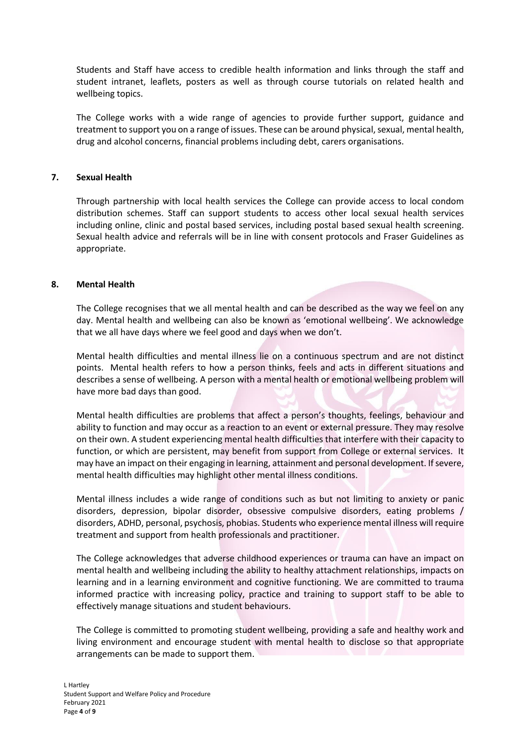Students and Staff have access to credible health information and links through the staff and student intranet, leaflets, posters as well as through course tutorials on related health and wellbeing topics.

The College works with a wide range of agencies to provide further support, guidance and treatment to support you on a range of issues. These can be around physical, sexual, mental health, drug and alcohol concerns, financial problems including debt, carers organisations.

## 7. Sexual Health

Through partnership with local health services the College can provide access to local condom distribution schemes. Staff can support students to access other local sexual health services including online, clinic and postal based services, including postal based sexual health screening. Sexual health advice and referrals will be in line with consent protocols and Fraser Guidelines as appropriate.

## 8. Mental Health

The College recognises that we all mental health and can be described as the way we feel on any day. Mental health and wellbeing can also be known as 'emotional wellbeing'. We acknowledge that we all have days where we feel good and days when we don't.

Mental health difficulties and mental illness lie on a continuous spectrum and are not distinct points. Mental health refers to how a person thinks, feels and acts in different situations and describes a sense of wellbeing. A person with a mental health or emotional wellbeing problem will have more bad days than good.

Mental health difficulties are problems that affect a person's thoughts, feelings, behaviour and ability to function and may occur as a reaction to an event or external pressure. They may resolve on their own. A student experiencing mental health difficulties that interfere with their capacity to function, or which are persistent, may benefit from support from College or external services. It may have an impact on their engaging in learning, attainment and personal development. If severe, mental health difficulties may highlight other mental illness conditions.

Mental illness includes a wide range of conditions such as but not limiting to anxiety or panic disorders, depression, bipolar disorder, obsessive compulsive disorders, eating problems / disorders, ADHD, personal, psychosis, phobias. Students who experience mental illness will require treatment and support from health professionals and practitioner.

The College acknowledges that adverse childhood experiences or trauma can have an impact on mental health and wellbeing including the ability to healthy attachment relationships, impacts on learning and in a learning environment and cognitive functioning. We are committed to trauma informed practice with increasing policy, practice and training to support staff to be able to effectively manage situations and student behaviours.

The College is committed to promoting student wellbeing, providing a safe and healthy work and living environment and encourage student with mental health to disclose so that appropriate arrangements can be made to support them.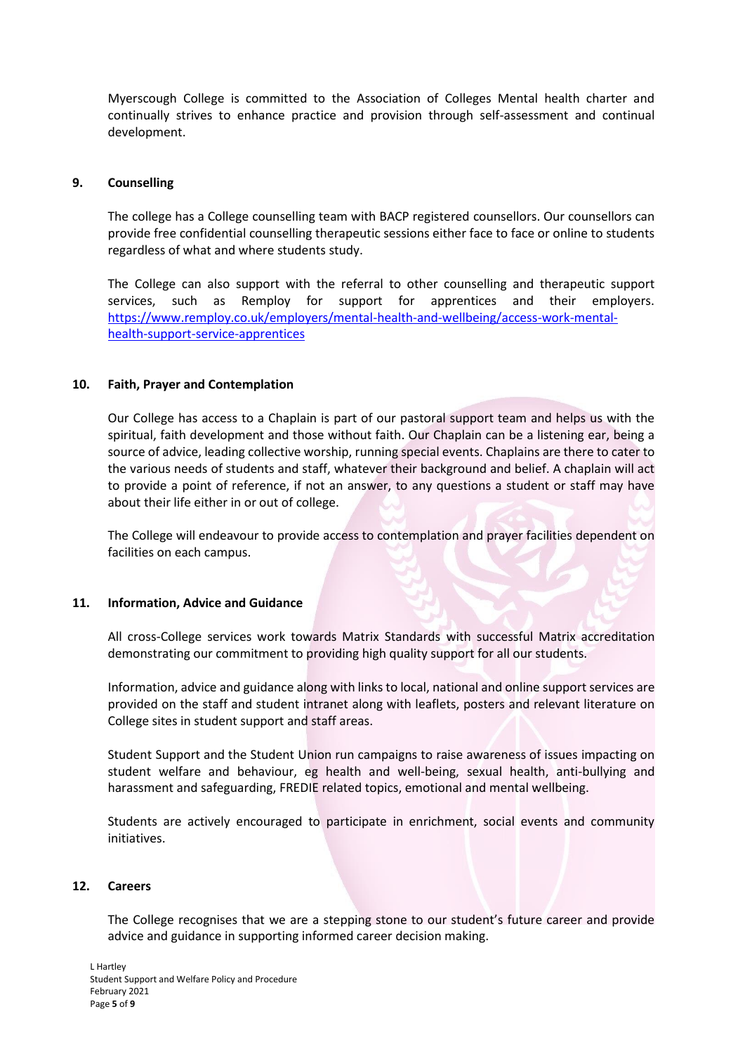Myerscough College is committed to the Association of Colleges Mental health charter and continually strives to enhance practice and provision through self-assessment and continual development.

## 9. Counselling

The college has a College counselling team with BACP registered counsellors. Our counsellors can provide free confidential counselling therapeutic sessions either face to face or online to students regardless of what and where students study.

The College can also support with the referral to other counselling and therapeutic support services, such as Remploy for support for apprentices and their employers. [https://www.remploy.co.uk/employers/mental-health-and-wellbeing/access-work-mental-health-support-service-apprentices](https://www.remploy.co.uk/employers/mental-health-and-wellbeing/access-work-mental-health-support-service-apprentices)

## 10. Faith, Prayer and Contemplation

Our College has access to a Chaplain is part of our pastoral support team and helps us with the spiritual, faith development and those without faith. Our Chaplain can be a listening ear, being a source of advice, leading collective worship, running special events. Chaplains are there to cater to the various needs of students and staff, whatever their background and belief. A chaplain will act to provide a point of reference, if not an answer, to any questions a student or staff may have about their life either in or out of college.

The College will endeavour to provide access to contemplation and prayer facilities dependent on facilities on each campus.

## 11. Information, Advice and Guidance

All cross-College services work towards Matrix Standards with successful Matrix accreditation demonstrating our commitment to providing high quality support for all our students.

Information, advice and guidance along with links to local, national and online support services are provided on the staff and student intranet along with leaflets, posters and relevant literature on College sites in student support and staff areas.

Student Support and the Student Union run campaigns to raise awareness of issues impacting on student welfare and behaviour, eg health and well-being, sexual health, anti-bullying and harassment and safeguarding, FREDIE related topics, emotional and mental wellbeing.

Students are actively encouraged to participate in enrichment, social events and community initiatives.

## 12. Careers

The College recognises that we are a stepping stone to our student's future career and provide advice and guidance in supporting informed career decision making.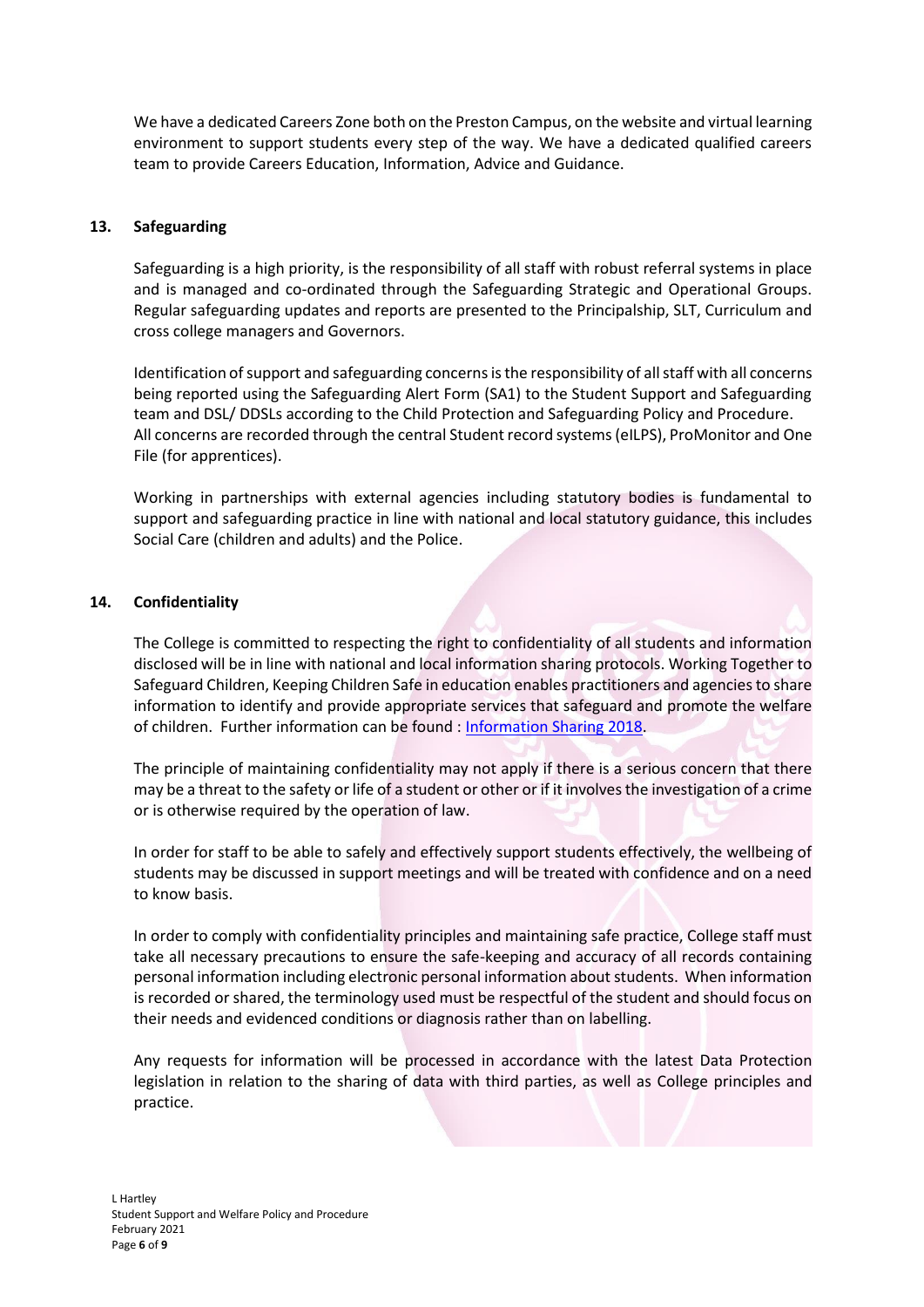We have a dedicated Careers Zone both on the Preston Campus, on the website and virtual learning environment to support students every step of the way. We have a dedicated qualified careers team to provide Careers Education, Information, Advice and Guidance.

## 13. Safeguarding

Safeguarding is a high priority, is the responsibility of all staff with robust referral systems in place and is managed and co-ordinated through the Safeguarding Strategic and Operational Groups. Regular safeguarding updates and reports are presented to the Principalship, SLT, Curriculum and cross college managers and Governors.

Identification of support and safeguarding concerns is the responsibility of all staff with all concerns being reported using the Safeguarding Alert Form (SA1) to the Student Support and Safeguarding team and DSL/ DDSLs according to the Child Protection and Safeguarding Policy and Procedure. All concerns are recorded through the central Student record systems (eILPS), ProMonitor and One File (for apprentices).

Working in partnerships with external agencies including statutory bodies is fundamental to support and safeguarding practice in line with national and local statutory guidance, this includes Social Care (children and adults) and the Police.

## 14. Confidentiality

The College is committed to respecting the right to confidentiality of all students and information disclosed will be in line with national and local information sharing protocols. Working Together to Safeguard Children, Keeping Children Safe in education enables practitioners and agencies to share information to identify and provide appropriate services that safeguard and promote the welfare of children. Further information can be found : Information Sharing 2018.

The principle of maintaining confidentiality may not apply if there is a serious concern that there may be a threat to the safety or life of a student or other or if it involves the investigation of a crime or is otherwise required by the operation of law.

In order for staff to be able to safely and effectively support students effectively, the wellbeing of students may be discussed in support meetings and will be treated with confidence and on a need to know basis.

In order to comply with confidentiality principles and maintaining safe practice, College staff must take all necessary precautions to ensure the safe-keeping and accuracy of all records containing personal information including electronic personal information about students. When information is recorded or shared, the terminology used must be respectful of the student and should focus on their needs and evidenced conditions or diagnosis rather than on labelling.

Any requests for information will be processed in accordance with the latest Data Protection legislation in relation to the sharing of data with third parties, as well as College principles and practice.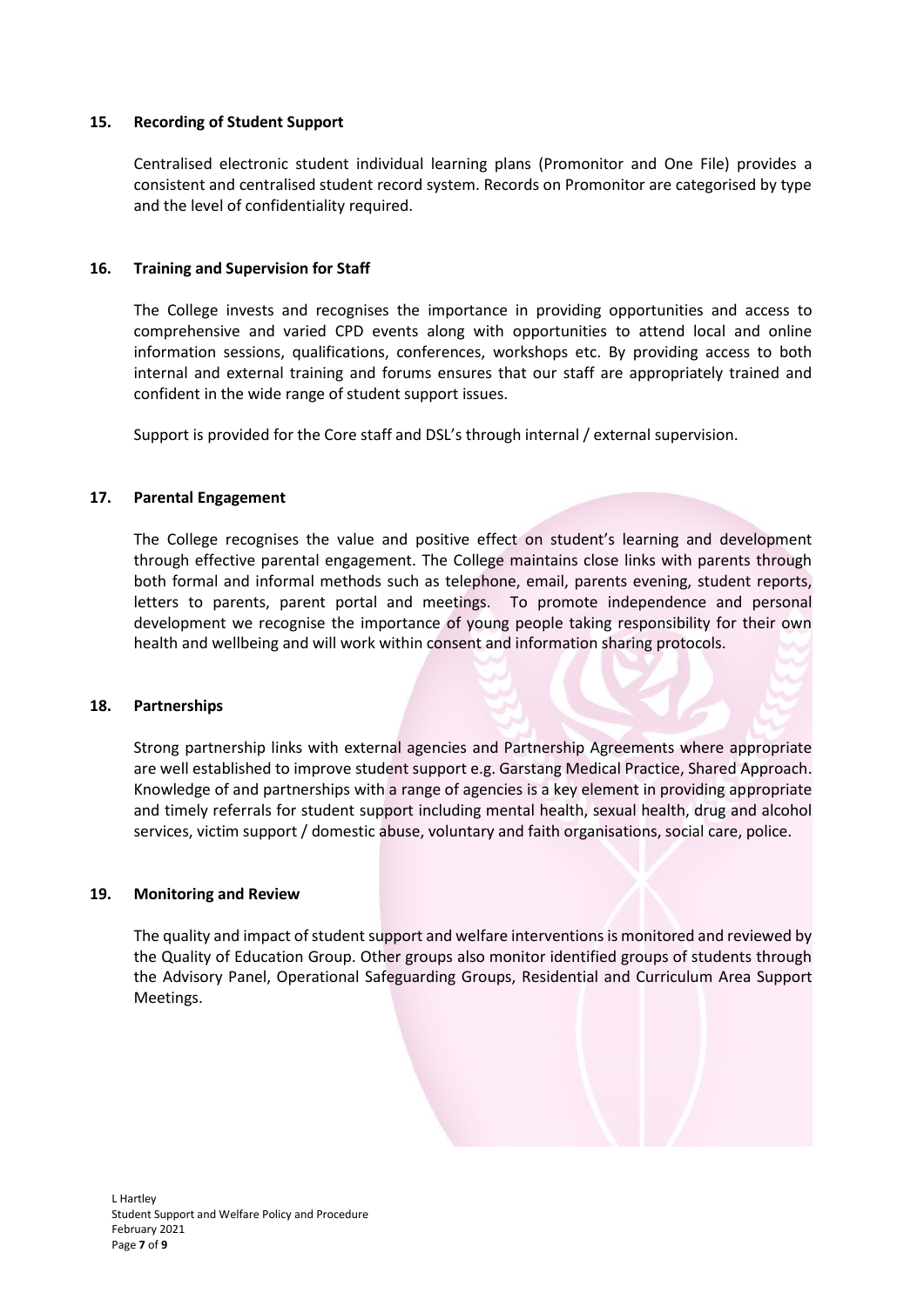## 15. Recording of Student Support

Centralised electronic student individual learning plans (Promonitor and One File) provides a consistent and centralised student record system. Records on Promonitor are categorised by type and the level of confidentiality required.

## 16. Training and Supervision for Staff

The College invests and recognises the importance in providing opportunities and access to comprehensive and varied CPD events along with opportunities to attend local and online information sessions, qualifications, conferences, workshops etc. By providing access to both internal and external training and forums ensures that our staff are appropriately trained and confident in the wide range of student support issues.

Support is provided for the Core staff and DSL's through internal / external supervision.

## 17. Parental Engagement

The College recognises the value and positive effect on student's learning and development through effective parental engagement. The College maintains close links with parents through both formal and informal methods such as telephone, email, parents evening, student reports, letters to parents, parent portal and meetings. To promote independence and personal development we recognise the importance of young people taking responsibility for their own health and wellbeing and will work within consent and information sharing protocols.

## 18. Partnerships

Strong partnership links with external agencies and Partnership Agreements where appropriate are well established to improve student support e.g. Garstang Medical Practice, Shared Approach. Knowledge of and partnerships with a range of agencies is a key element in providing appropriate and timely referrals for student support including mental health, sexual health, drug and alcohol services, victim support / domestic abuse, voluntary and faith organisations, social care, police.

## 19. Monitoring and Review

The quality and impact of student support and welfare interventions is monitored and reviewed by the Quality of Education Group. Other groups also monitor identified groups of students through the Advisory Panel, Operational Safeguarding Groups, Residential and Curriculum Area Support Meetings.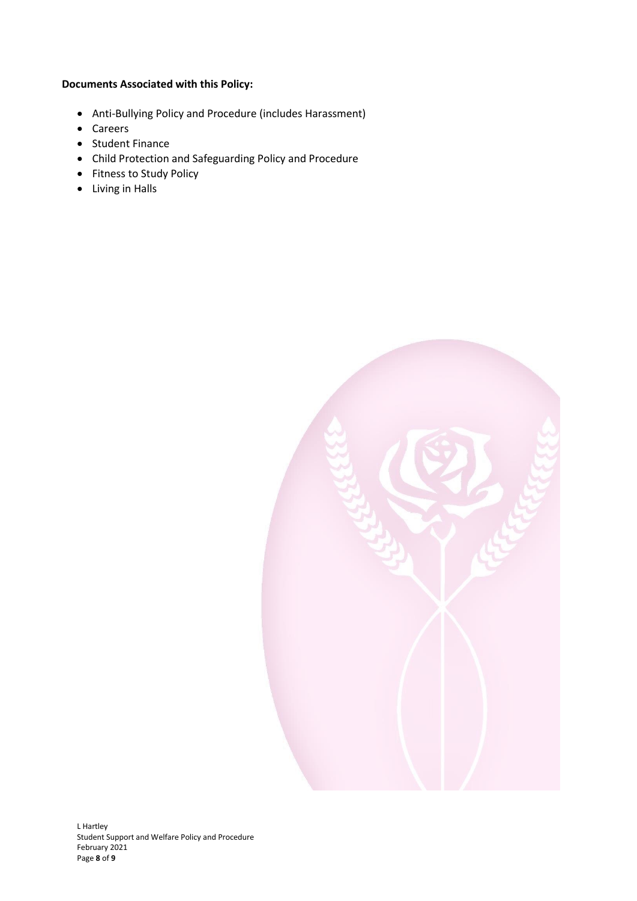**Documents Associated with this Policy:**

- Anti-Bullying Policy and Procedure (includes Harassment)
- Careers
- Student Finance
- Child Protection and Safeguarding Policy and Procedure
- Fitness to Study Policy
- Living in Halls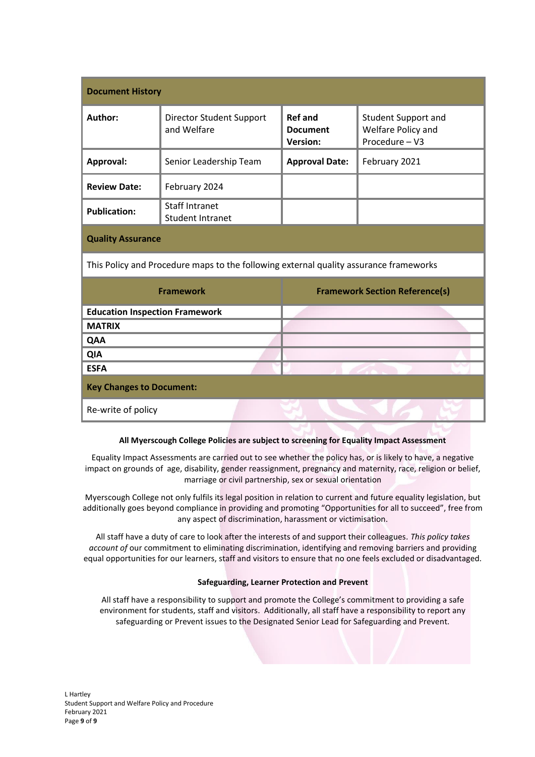| Document History | | | |
|---|---|---|---|
| **Author:** | Director Student Support and Welfare | **Ref and Document Version:** | Student Support and Welfare Policy and Procedure – V3 |
| **Approval:** | Senior Leadership Team | **Approval Date:** | February 2021 |
| **Review Date:** | February 2024 | | |
| **Publication:** | Staff Intranet<br>Student Intranet | | |

| Quality Assurance | |
|---|---|
| This Policy and Procedure maps to the following external quality assurance frameworks | |
| **Framework** | **Framework Section Reference(s)** |
| **Education Inspection Framework** | |
| **MATRIX** | |
| **QAA** | |
| **QIA** | |
| **ESFA** | |

| Key Changes to Document: |
|---|
| Re-write of policy |

**All Myerscough College Policies are subject to screening for Equality Impact Assessment**

Equality Impact Assessments are carried out to see whether the policy has, or is likely to have, a negative impact on grounds of age, disability, gender reassignment, pregnancy and maternity, race, religion or belief, marriage or civil partnership, sex or sexual orientation

Myerscough College not only fulfils its legal position in relation to current and future equality legislation, but additionally goes beyond compliance in providing and promoting "Opportunities for all to succeed", free from any aspect of discrimination, harassment or victimisation.

All staff have a duty of care to look after the interests of and support their colleagues. *This policy takes account of* our commitment to eliminating discrimination, identifying and removing barriers and providing equal opportunities for our learners, staff and visitors to ensure that no one feels excluded or disadvantaged.

**Safeguarding, Learner Protection and Prevent**

All staff have a responsibility to support and promote the College's commitment to providing a safe environment for students, staff and visitors. Additionally, all staff have a responsibility to report any safeguarding or Prevent issues to the Designated Senior Lead for Safeguarding and Prevent.